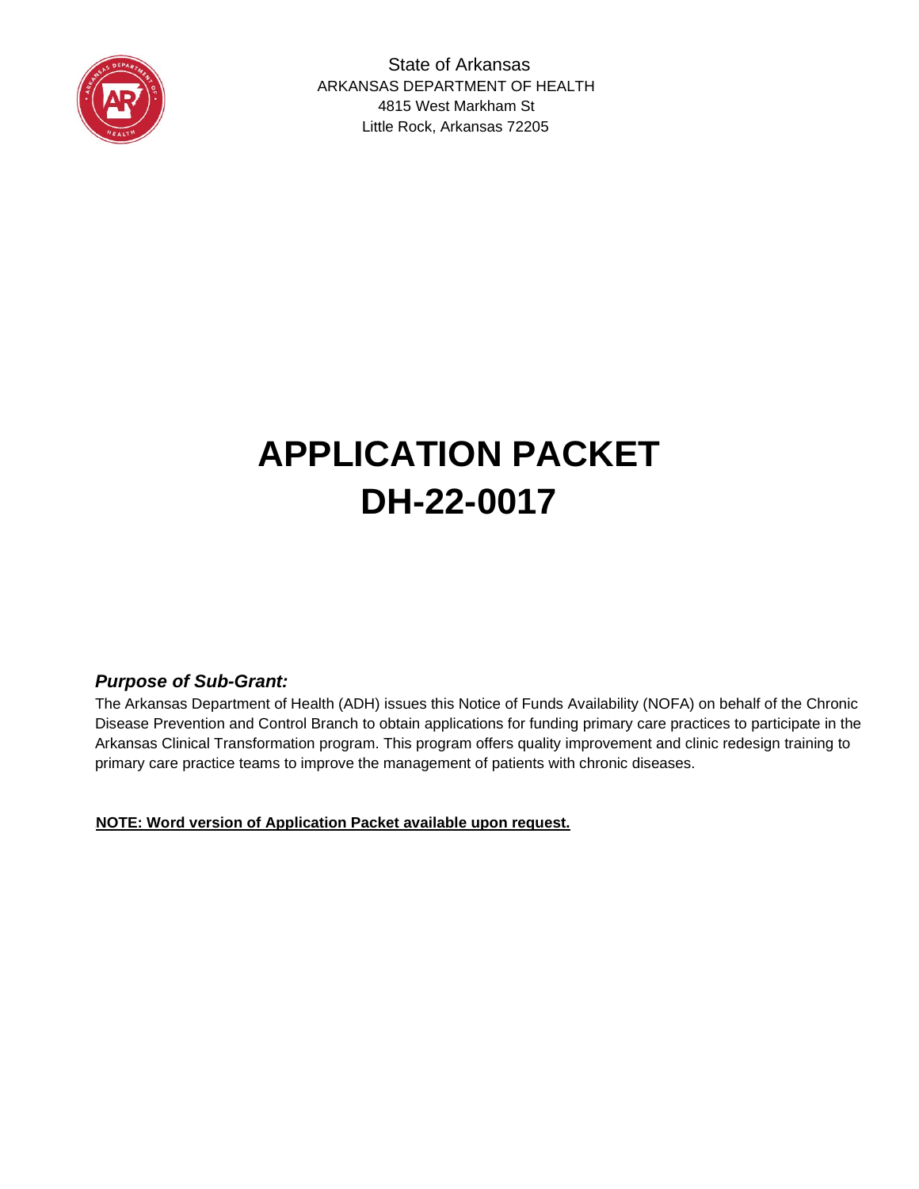State of Arkansas
ARKANSAS DEPARTMENT OF HEALTH
4815 West Markham St
Little Rock, Arkansas 72205

# APPLICATION PACKET
# DH-22-0017

### *Purpose of Sub-Grant:*

The Arkansas Department of Health (ADH) issues this Notice of Funds Availability (NOFA) on behalf of the Chronic Disease Prevention and Control Branch to obtain applications for funding primary care practices to participate in the Arkansas Clinical Transformation program. This program offers quality improvement and clinic redesign training to primary care practice teams to improve the management of patients with chronic diseases.

**NOTE: Word version of Application Packet available upon request.**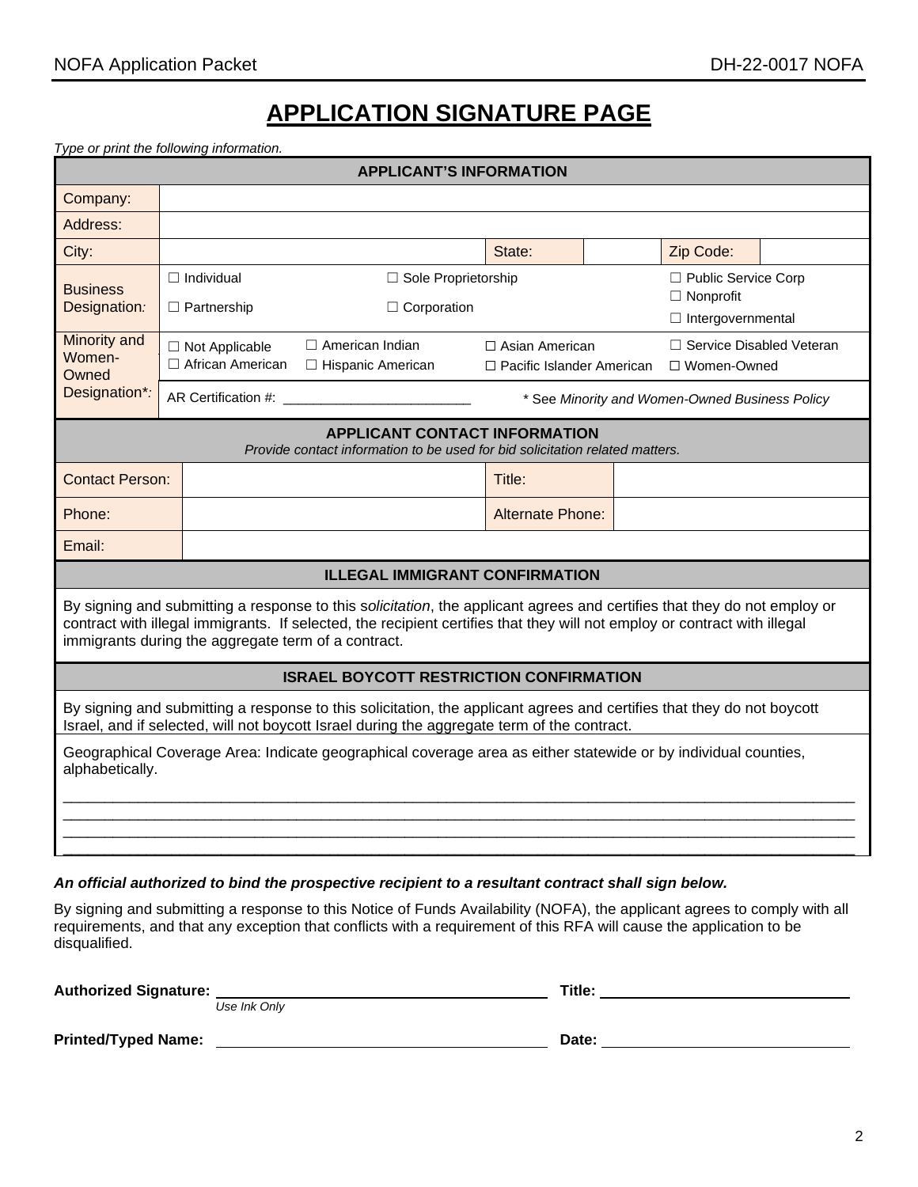# APPLICATION SIGNATURE PAGE

*Type or print the following information.*

| APPLICANT'S INFORMATION | | | | | |
|---|---|---|---|---|---|
| Company: | | | | | |
| Address: | | | | | |
| City: | | State: | | Zip Code: | |
| Business Designation: | ☐ Individual<br>☐ Partnership | ☐ Sole Proprietorship<br>☐ Corporation | | ☐ Public Service Corp<br>☐ Nonprofit<br>☐ Intergovernmental | |
| Minority and Women-Owned Designation*: | ☐ Not Applicable<br>☐ African American | ☐ American Indian<br>☐ Hispanic American | ☐ Asian American<br>☐ Pacific Islander American | ☐ Service Disabled Veteran<br>☐ Women-Owned | |
| | AR Certification #: ________________________ | | * *See Minority and Women-Owned Business Policy* | | |

| APPLICANT CONTACT INFORMATION<br>*Provide contact information to be used for bid solicitation related matters.* | | | |
|---|---|---|---|
| Contact Person: | | Title: | |
| Phone: | | Alternate Phone: | |
| Email: | | | |

**ILLEGAL IMMIGRANT CONFIRMATION**

By signing and submitting a response to this s*olicitation*, the applicant agrees and certifies that they do not employ or contract with illegal immigrants. If selected, the recipient certifies that they will not employ or contract with illegal immigrants during the aggregate term of a contract.

**ISRAEL BOYCOTT RESTRICTION CONFIRMATION**

By signing and submitting a response to this solicitation, the applicant agrees and certifies that they do not boycott Israel, and if selected, will not boycott Israel during the aggregate term of the contract.

Geographical Coverage Area: Indicate geographical coverage area as either statewide or by individual counties, alphabetically.

______________________________________________________________________________

______________________________________________________________________________

______________________________________________________________________________

______________________________________________________________________________

***An official authorized to bind the prospective recipient to a resultant contract shall sign below.***

By signing and submitting a response to this Notice of Funds Availability (NOFA), the applicant agrees to comply with all requirements, and that any exception that conflicts with a requirement of this RFA will cause the application to be disqualified.

**Authorized Signature:** ______________________________ **Title:** ______________________
*Use Ink Only*

**Printed/Typed Name:** ______________________________ **Date:** ______________________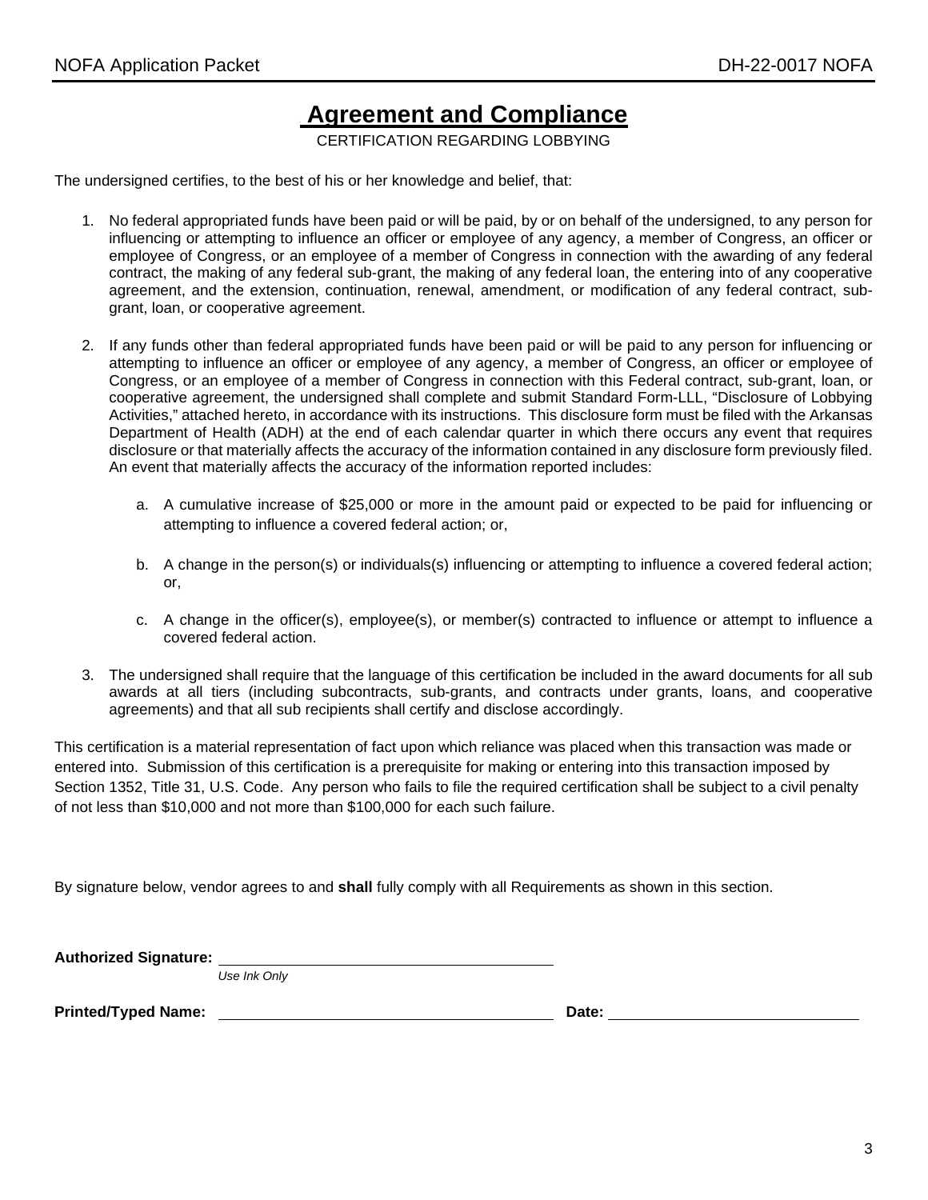# Agreement and Compliance

CERTIFICATION REGARDING LOBBYING

The undersigned certifies, to the best of his or her knowledge and belief, that:

1. No federal appropriated funds have been paid or will be paid, by or on behalf of the undersigned, to any person for influencing or attempting to influence an officer or employee of any agency, a member of Congress, an officer or employee of Congress, or an employee of a member of Congress in connection with the awarding of any federal contract, the making of any federal sub-grant, the making of any federal loan, the entering into of any cooperative agreement, and the extension, continuation, renewal, amendment, or modification of any federal contract, sub-grant, loan, or cooperative agreement.

2. If any funds other than federal appropriated funds have been paid or will be paid to any person for influencing or attempting to influence an officer or employee of any agency, a member of Congress, an officer or employee of Congress, or an employee of a member of Congress in connection with this Federal contract, sub-grant, loan, or cooperative agreement, the undersigned shall complete and submit Standard Form-LLL, "Disclosure of Lobbying Activities," attached hereto, in accordance with its instructions. This disclosure form must be filed with the Arkansas Department of Health (ADH) at the end of each calendar quarter in which there occurs any event that requires disclosure or that materially affects the accuracy of the information contained in any disclosure form previously filed. An event that materially affects the accuracy of the information reported includes:

   a. A cumulative increase of $25,000 or more in the amount paid or expected to be paid for influencing or attempting to influence a covered federal action; or,

   b. A change in the person(s) or individuals(s) influencing or attempting to influence a covered federal action; or,

   c. A change in the officer(s), employee(s), or member(s) contracted to influence or attempt to influence a covered federal action.

3. The undersigned shall require that the language of this certification be included in the award documents for all sub awards at all tiers (including subcontracts, sub-grants, and contracts under grants, loans, and cooperative agreements) and that all sub recipients shall certify and disclose accordingly.

This certification is a material representation of fact upon which reliance was placed when this transaction was made or entered into. Submission of this certification is a prerequisite for making or entering into this transaction imposed by Section 1352, Title 31, U.S. Code. Any person who fails to file the required certification shall be subject to a civil penalty of not less than $10,000 and not more than $100,000 for each such failure.

By signature below, vendor agrees to and **shall** fully comply with all Requirements as shown in this section.

**Authorized Signature:** ______________________________________
*Use Ink Only*

**Printed/Typed Name:** ______________________________________ **Date:** ____________________________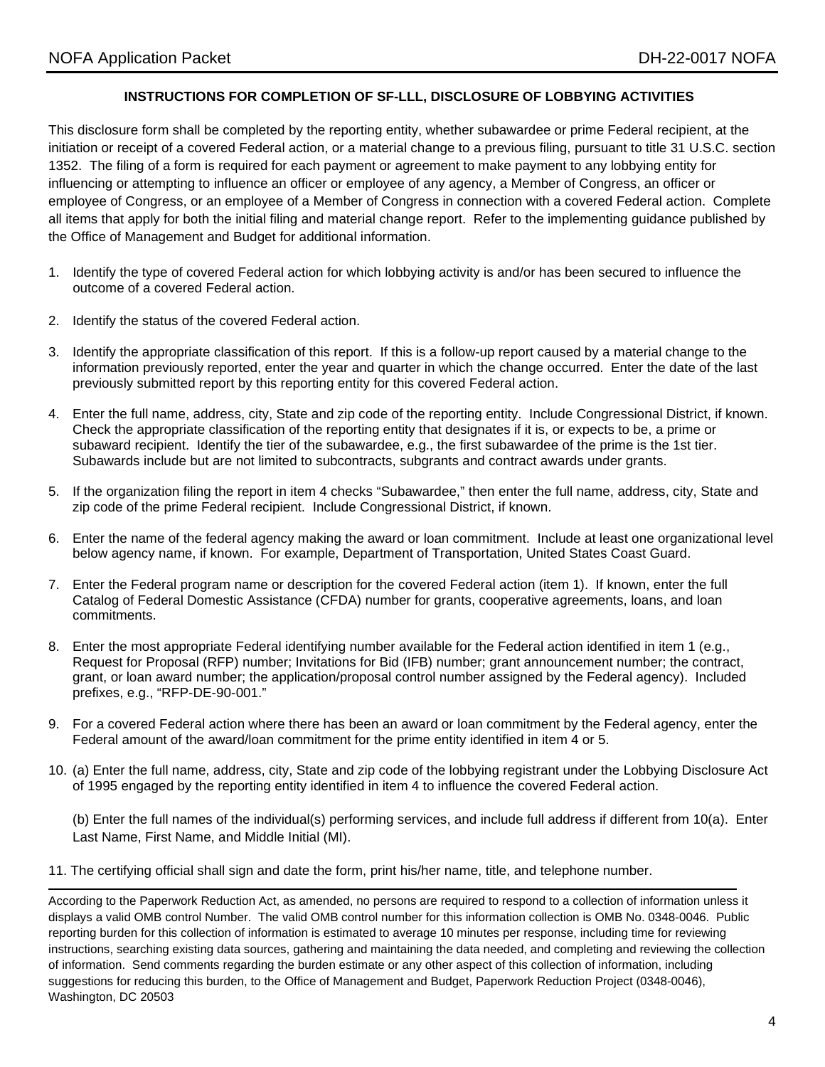## INSTRUCTIONS FOR COMPLETION OF SF-LLL, DISCLOSURE OF LOBBYING ACTIVITIES

This disclosure form shall be completed by the reporting entity, whether subawardee or prime Federal recipient, at the initiation or receipt of a covered Federal action, or a material change to a previous filing, pursuant to title 31 U.S.C. section 1352. The filing of a form is required for each payment or agreement to make payment to any lobbying entity for influencing or attempting to influence an officer or employee of any agency, a Member of Congress, an officer or employee of Congress, or an employee of a Member of Congress in connection with a covered Federal action. Complete all items that apply for both the initial filing and material change report. Refer to the implementing guidance published by the Office of Management and Budget for additional information.

1. Identify the type of covered Federal action for which lobbying activity is and/or has been secured to influence the outcome of a covered Federal action.

2. Identify the status of the covered Federal action.

3. Identify the appropriate classification of this report. If this is a follow-up report caused by a material change to the information previously reported, enter the year and quarter in which the change occurred. Enter the date of the last previously submitted report by this reporting entity for this covered Federal action.

4. Enter the full name, address, city, State and zip code of the reporting entity. Include Congressional District, if known. Check the appropriate classification of the reporting entity that designates if it is, or expects to be, a prime or subaward recipient. Identify the tier of the subawardee, e.g., the first subawardee of the prime is the 1st tier. Subawards include but are not limited to subcontracts, subgrants and contract awards under grants.

5. If the organization filing the report in item 4 checks "Subawardee," then enter the full name, address, city, State and zip code of the prime Federal recipient. Include Congressional District, if known.

6. Enter the name of the federal agency making the award or loan commitment. Include at least one organizational level below agency name, if known. For example, Department of Transportation, United States Coast Guard.

7. Enter the Federal program name or description for the covered Federal action (item 1). If known, enter the full Catalog of Federal Domestic Assistance (CFDA) number for grants, cooperative agreements, loans, and loan commitments.

8. Enter the most appropriate Federal identifying number available for the Federal action identified in item 1 (e.g., Request for Proposal (RFP) number; Invitations for Bid (IFB) number; grant announcement number; the contract, grant, or loan award number; the application/proposal control number assigned by the Federal agency). Included prefixes, e.g., "RFP-DE-90-001."

9. For a covered Federal action where there has been an award or loan commitment by the Federal agency, enter the Federal amount of the award/loan commitment for the prime entity identified in item 4 or 5.

10. (a) Enter the full name, address, city, State and zip code of the lobbying registrant under the Lobbying Disclosure Act of 1995 engaged by the reporting entity identified in item 4 to influence the covered Federal action.

    (b) Enter the full names of the individual(s) performing services, and include full address if different from 10(a). Enter Last Name, First Name, and Middle Initial (MI).

11. The certifying official shall sign and date the form, print his/her name, title, and telephone number.

---

According to the Paperwork Reduction Act, as amended, no persons are required to respond to a collection of information unless it displays a valid OMB control Number. The valid OMB control number for this information collection is OMB No. 0348-0046. Public reporting burden for this collection of information is estimated to average 10 minutes per response, including time for reviewing instructions, searching existing data sources, gathering and maintaining the data needed, and completing and reviewing the collection of information. Send comments regarding the burden estimate or any other aspect of this collection of information, including suggestions for reducing this burden, to the Office of Management and Budget, Paperwork Reduction Project (0348-0046), Washington, DC 20503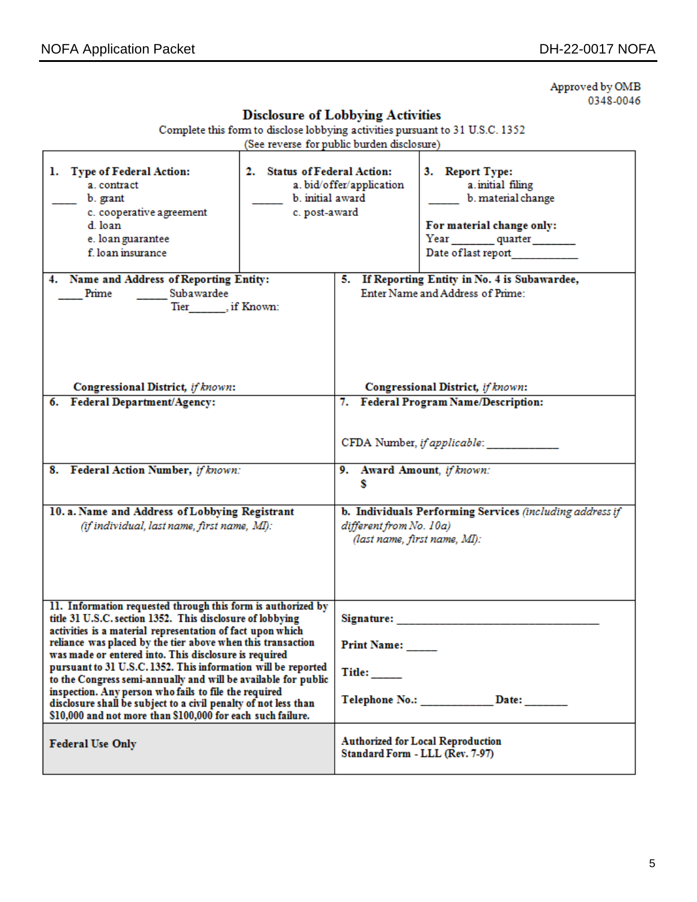Approved by OMB
0348-0046

## Disclosure of Lobbying Activities

Complete this form to disclose lobbying activities pursuant to 31 U.S.C. 1352
(See reverse for public burden disclosure)

| **1. Type of Federal Action:** | **2. Status of Federal Action:** | **3. Report Type:** |
| --- | --- | --- |
| a. contract<br>____ b. grant<br>c. cooperative agreement<br>d. loan<br>e. loan guarantee<br>f. loan insurance | a. bid/offer/application<br>____ b. initial award<br>c. post-award | a. initial filing<br>_____ b. material change<br><br>**For material change only:**<br>Year _______ quarter _______<br>Date of last report___________ |

| | |
| --- | --- |
| **4. Name and Address of Reporting Entity:**<br>____ Prime ______ Subawardee<br>Tier______, if Known:<br><br><br>**Congressional District,** *if known*: | **5. If Reporting Entity in No. 4 is Subawardee,** Enter Name and Address of Prime:<br><br><br>**Congressional District,** *if known*: |
| **6. Federal Department/Agency:** | **7. Federal Program Name/Description:**<br><br>CFDA Number, *if applicable*: ____________ |
| **8. Federal Action Number,** *if known*: | **9. Award Amount,** *if known*:<br>**$** |
| **10. a. Name and Address of Lobbying Registrant**<br>*(if individual, last name, first name, MI)*: | **b. Individuals Performing Services** *(including address if different from No. 10a)*<br>*(last name, first name, MI)*: |
| **11. Information requested through this form is authorized by title 31 U.S.C. section 1352. This disclosure of lobbying activities is a material representation of fact upon which reliance was placed by the tier above when this transaction was made or entered into. This disclosure is required pursuant to 31 U.S.C. 1352. This information will be reported to the Congress semi-annually and will be available for public inspection. Any person who fails to file the required disclosure shall be subject to a civil penalty of not less than $10,000 and not more than $100,000 for each such failure.** | **Signature:** ________________________________<br><br>**Print Name:** _____<br><br>**Title:** _____<br><br>**Telephone No.:** ____________ **Date:** _______ |
| **Federal Use Only** | **Authorized for Local Reproduction**<br>**Standard Form - LLL (Rev. 7-97)** |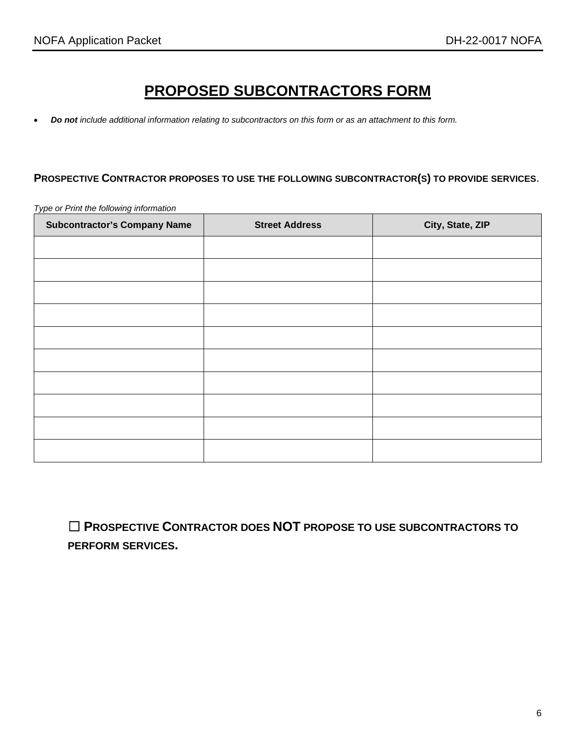# PROPOSED SUBCONTRACTORS FORM

- ***Do not*** *include additional information relating to subcontractors on this form or as an attachment to this form.*

**PROSPECTIVE CONTRACTOR PROPOSES TO USE THE FOLLOWING SUBCONTRACTOR(S) TO PROVIDE SERVICES.**

*Type or Print the following information*

| Subcontractor's Company Name | Street Address | City, State, ZIP |
|---|---|---|
| | | |
| | | |
| | | |
| | | |
| | | |
| | | |
| | | |
| | | |
| | | |
| | | |

☐ **PROSPECTIVE CONTRACTOR DOES NOT PROPOSE TO USE SUBCONTRACTORS TO PERFORM SERVICES.**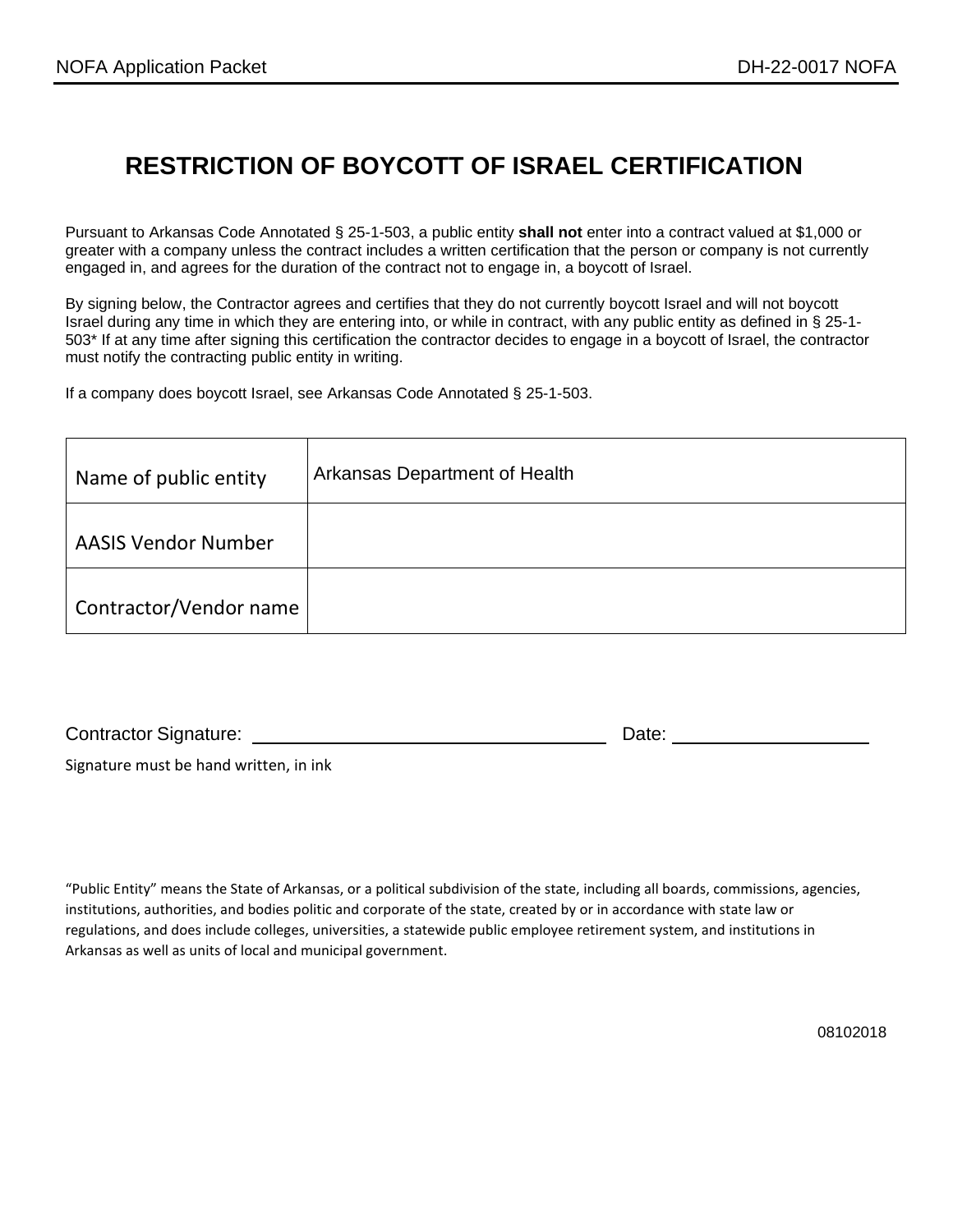# RESTRICTION OF BOYCOTT OF ISRAEL CERTIFICATION

Pursuant to Arkansas Code Annotated § 25-1-503, a public entity **shall not** enter into a contract valued at $1,000 or greater with a company unless the contract includes a written certification that the person or company is not currently engaged in, and agrees for the duration of the contract not to engage in, a boycott of Israel.

By signing below, the Contractor agrees and certifies that they do not currently boycott Israel and will not boycott Israel during any time in which they are entering into, or while in contract, with any public entity as defined in § 25-1-503* If at any time after signing this certification the contractor decides to engage in a boycott of Israel, the contractor must notify the contracting public entity in writing.

If a company does boycott Israel, see Arkansas Code Annotated § 25-1-503.

| | |
|---|---|
| Name of public entity | Arkansas Department of Health |
| AASIS Vendor Number | |
| Contractor/Vendor name | |

Contractor Signature: ______________________________ Date: ____________________

Signature must be hand written, in ink

"Public Entity" means the State of Arkansas, or a political subdivision of the state, including all boards, commissions, agencies, institutions, authorities, and bodies politic and corporate of the state, created by or in accordance with state law or regulations, and does include colleges, universities, a statewide public employee retirement system, and institutions in Arkansas as well as units of local and municipal government.

08102018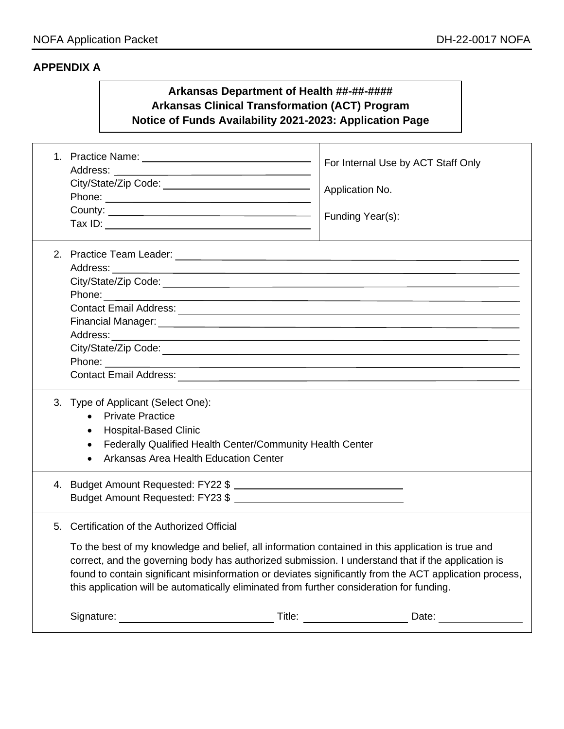## APPENDIX A

**Arkansas Department of Health ##-##-####**
**Arkansas Clinical Transformation (ACT) Program**
**Notice of Funds Availability 2021-2023: Application Page**

| | |
|---|---|
| 1. Practice Name: ____________<br>Address: ____________<br>City/State/Zip Code: ____________<br>Phone: ____________<br>County: ____________<br>Tax ID: ____________ | For Internal Use by ACT Staff Only<br><br>Application No.<br><br>Funding Year(s): |

2. Practice Team Leader: ____________
   Address: ____________
   City/State/Zip Code: ____________
   Phone: ____________
   Contact Email Address: ____________
   Financial Manager: ____________
   Address: ____________
   City/State/Zip Code: ____________
   Phone: ____________
   Contact Email Address: ____________

3. Type of Applicant (Select One):
   - Private Practice
   - Hospital-Based Clinic
   - Federally Qualified Health Center/Community Health Center
   - Arkansas Area Health Education Center

4. Budget Amount Requested: FY22 $ ____________
   Budget Amount Requested: FY23 $ ____________

5. Certification of the Authorized Official

   To the best of my knowledge and belief, all information contained in this application is true and correct, and the governing body has authorized submission. I understand that if the application is found to contain significant misinformation or deviates significantly from the ACT application process, this application will be automatically eliminated from further consideration for funding.

   Signature: ____________ Title: ____________ Date: ____________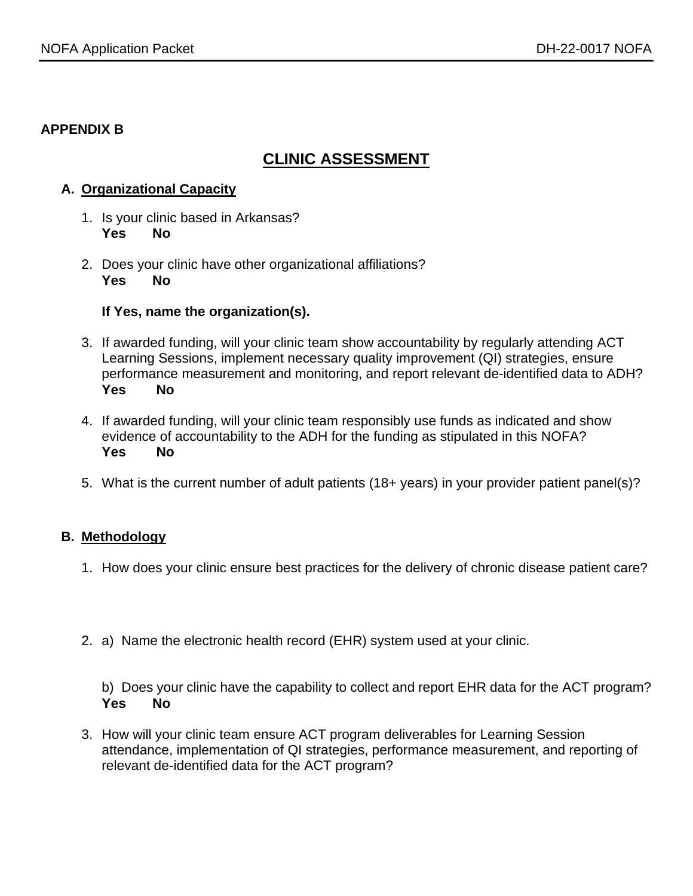**APPENDIX B**

# CLINIC ASSESSMENT

## A. Organizational Capacity

1. Is your clinic based in Arkansas?
   **Yes No**

2. Does your clinic have other organizational affiliations?
   **Yes No**

   **If Yes, name the organization(s).**

3. If awarded funding, will your clinic team show accountability by regularly attending ACT Learning Sessions, implement necessary quality improvement (QI) strategies, ensure performance measurement and monitoring, and report relevant de-identified data to ADH?
   **Yes No**

4. If awarded funding, will your clinic team responsibly use funds as indicated and show evidence of accountability to the ADH for the funding as stipulated in this NOFA?
   **Yes No**

5. What is the current number of adult patients (18+ years) in your provider patient panel(s)?

## B. Methodology

1. How does your clinic ensure best practices for the delivery of chronic disease patient care?

2. a) Name the electronic health record (EHR) system used at your clinic.

   b) Does your clinic have the capability to collect and report EHR data for the ACT program?
   **Yes No**

3. How will your clinic team ensure ACT program deliverables for Learning Session attendance, implementation of QI strategies, performance measurement, and reporting of relevant de-identified data for the ACT program?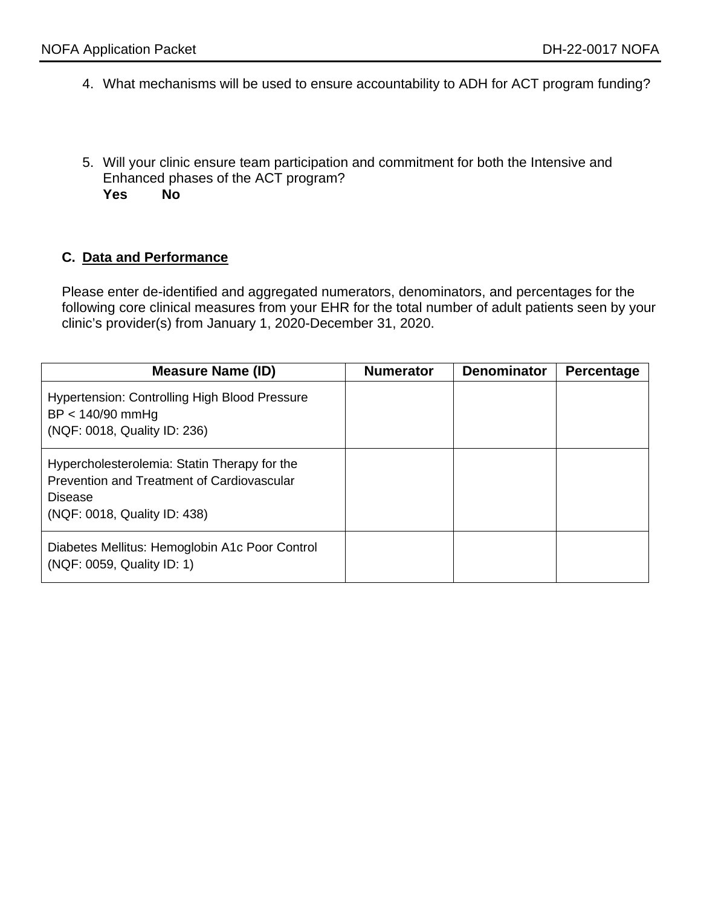4. What mechanisms will be used to ensure accountability to ADH for ACT program funding?

5. Will your clinic ensure team participation and commitment for both the Intensive and Enhanced phases of the ACT program?
   **Yes** **No**

### C. Data and Performance

Please enter de-identified and aggregated numerators, denominators, and percentages for the following core clinical measures from your EHR for the total number of adult patients seen by your clinic's provider(s) from January 1, 2020-December 31, 2020.

| Measure Name (ID) | Numerator | Denominator | Percentage |
| --- | --- | --- | --- |
| Hypertension: Controlling High Blood Pressure BP < 140/90 mmHg (NQF: 0018, Quality ID: 236) | | | |
| Hypercholesterolemia: Statin Therapy for the Prevention and Treatment of Cardiovascular Disease (NQF: 0018, Quality ID: 438) | | | |
| Diabetes Mellitus: Hemoglobin A1c Poor Control (NQF: 0059, Quality ID: 1) | | | |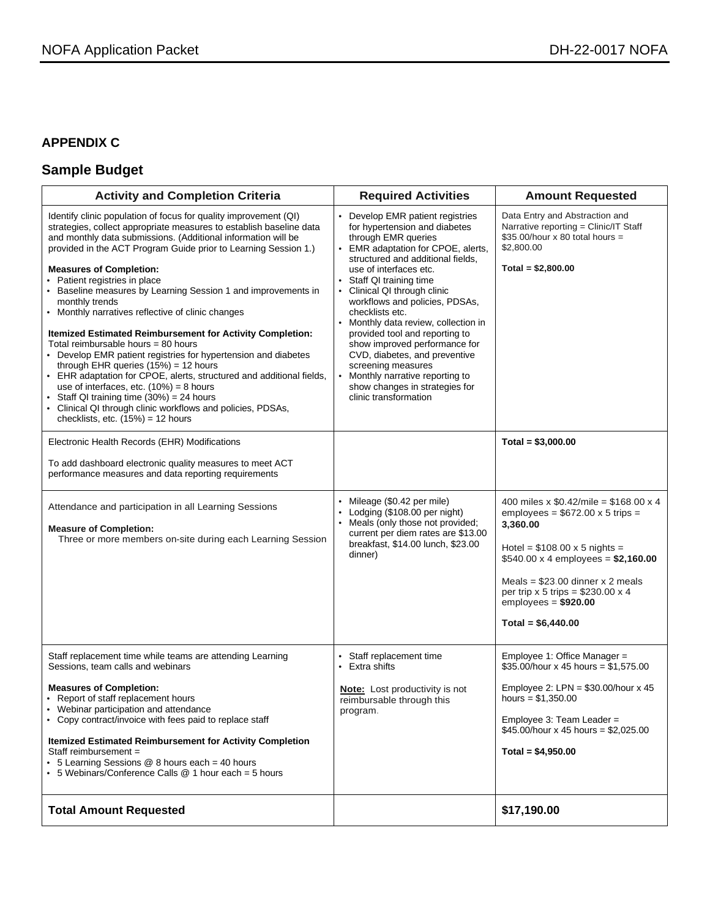## APPENDIX C

## Sample Budget

| Activity and Completion Criteria | Required Activities | Amount Requested |
|---|---|---|
| Identify clinic population of focus for quality improvement (QI) strategies, collect appropriate measures to establish baseline data and monthly data submissions. (Additional information will be provided in the ACT Program Guide prior to Learning Session 1.)<br><br>**Measures of Completion:**<br>• Patient registries in place<br>• Baseline measures by Learning Session 1 and improvements in monthly trends<br>• Monthly narratives reflective of clinic changes<br><br>**Itemized Estimated Reimbursement for Activity Completion:**<br>Total reimbursable hours = 80 hours<br>• Develop EMR patient registries for hypertension and diabetes through EHR queries (15%) = 12 hours<br>• EHR adaptation for CPOE, alerts, structured and additional fields, use of interfaces, etc. (10%) = 8 hours<br>• Staff QI training time (30%) = 24 hours<br>• Clinical QI through clinic workflows and policies, PDSAs, checklists, etc. (15%) = 12 hours | • Develop EMR patient registries for hypertension and diabetes through EMR queries<br>• EMR adaptation for CPOE, alerts, structured and additional fields, use of interfaces etc.<br>• Staff QI training time<br>• Clinical QI through clinic workflows and policies, PDSAs, checklists etc.<br>• Monthly data review, collection in provided tool and reporting to show improved performance for CVD, diabetes, and preventive screening measures<br>• Monthly narrative reporting to show changes in strategies for clinic transformation | Data Entry and Abstraction and Narrative reporting = Clinic/IT Staff $35.00/hour x 80 total hours = $2,800.00<br><br>**Total = $2,800.00** |
| Electronic Health Records (EHR) Modifications<br><br>To add dashboard electronic quality measures to meet ACT performance measures and data reporting requirements | | **Total = $3,000.00** |
| Attendance and participation in all Learning Sessions<br><br>**Measure of Completion:**<br>Three or more members on-site during each Learning Session | • Mileage ($0.42 per mile)<br>• Lodging ($108.00 per night)<br>• Meals (only those not provided; current per diem rates are $13.00 breakfast, $14.00 lunch, $23.00 dinner) | 400 miles x $0.42/mile = $168.00 x 4 employees = $672.00 x 5 trips = **3,360.00**<br><br>Hotel = $108.00 x 5 nights = $540.00 x 4 employees = **$2,160.00**<br><br>Meals = $23.00 dinner x 2 meals per trip x 5 trips = $230.00 x 4 employees = **$920.00**<br><br>**Total = $6,440.00** |
| Staff replacement time while teams are attending Learning Sessions, team calls and webinars<br><br>**Measures of Completion:**<br>• Report of staff replacement hours<br>• Webinar participation and attendance<br>• Copy contract/invoice with fees paid to replace staff<br><br>**Itemized Estimated Reimbursement for Activity Completion**<br>Staff reimbursement =<br>• 5 Learning Sessions @ 8 hours each = 40 hours<br>• 5 Webinars/Conference Calls @ 1 hour each = 5 hours | • Staff replacement time<br>• Extra shifts<br><br>**Note:** Lost productivity is not reimbursable through this program. | Employee 1: Office Manager = $35.00/hour x 45 hours = $1,575.00<br><br>Employee 2: LPN = $30.00/hour x 45 hours = $1,350.00<br><br>Employee 3: Team Leader = $45.00/hour x 45 hours = $2,025.00<br><br>**Total = $4,950.00** |
| **Total Amount Requested** | | **$17,190.00** |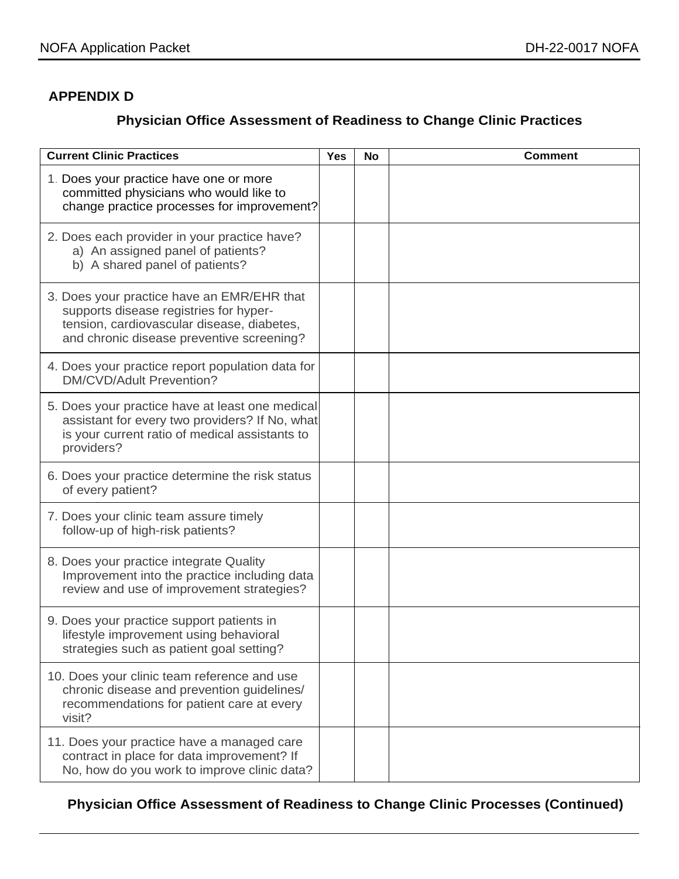**APPENDIX D**

## Physician Office Assessment of Readiness to Change Clinic Practices

| Current Clinic Practices | Yes | No | Comment |
|---|---|---|---|
| 1. Does your practice have one or more committed physicians who would like to change practice processes for improvement? | | | |
| 2. Does each provider in your practice have? a) An assigned panel of patients? b) A shared panel of patients? | | | |
| 3. Does your practice have an EMR/EHR that supports disease registries for hyper-tension, cardiovascular disease, diabetes, and chronic disease preventive screening? | | | |
| 4. Does your practice report population data for DM/CVD/Adult Prevention? | | | |
| 5. Does your practice have at least one medical assistant for every two providers? If No, what is your current ratio of medical assistants to providers? | | | |
| 6. Does your practice determine the risk status of every patient? | | | |
| 7. Does your clinic team assure timely follow-up of high-risk patients? | | | |
| 8. Does your practice integrate Quality Improvement into the practice including data review and use of improvement strategies? | | | |
| 9. Does your practice support patients in lifestyle improvement using behavioral strategies such as patient goal setting? | | | |
| 10. Does your clinic team reference and use chronic disease and prevention guidelines/ recommendations for patient care at every visit? | | | |
| 11. Does your practice have a managed care contract in place for data improvement? If No, how do you work to improve clinic data? | | | |

**Physician Office Assessment of Readiness to Change Clinic Processes (Continued)**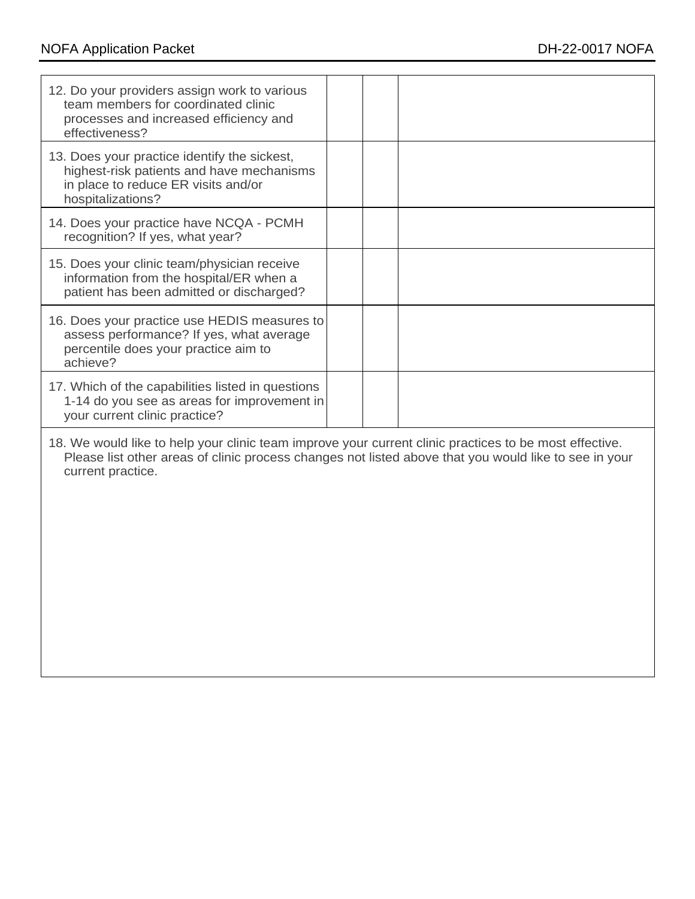| | | | |
|---|---|---|---|
| 12. Do your providers assign work to various team members for coordinated clinic processes and increased efficiency and effectiveness? | | | |
| 13. Does your practice identify the sickest, highest-risk patients and have mechanisms in place to reduce ER visits and/or hospitalizations? | | | |
| 14. Does your practice have NCQA - PCMH recognition? If yes, what year? | | | |
| 15. Does your clinic team/physician receive information from the hospital/ER when a patient has been admitted or discharged? | | | |
| 16. Does your practice use HEDIS measures to assess performance? If yes, what average percentile does your practice aim to achieve? | | | |
| 17. Which of the capabilities listed in questions 1-14 do you see as areas for improvement in your current clinic practice? | | | |

18. We would like to help your clinic team improve your current clinic practices to be most effective. Please list other areas of clinic process changes not listed above that you would like to see in your current practice.